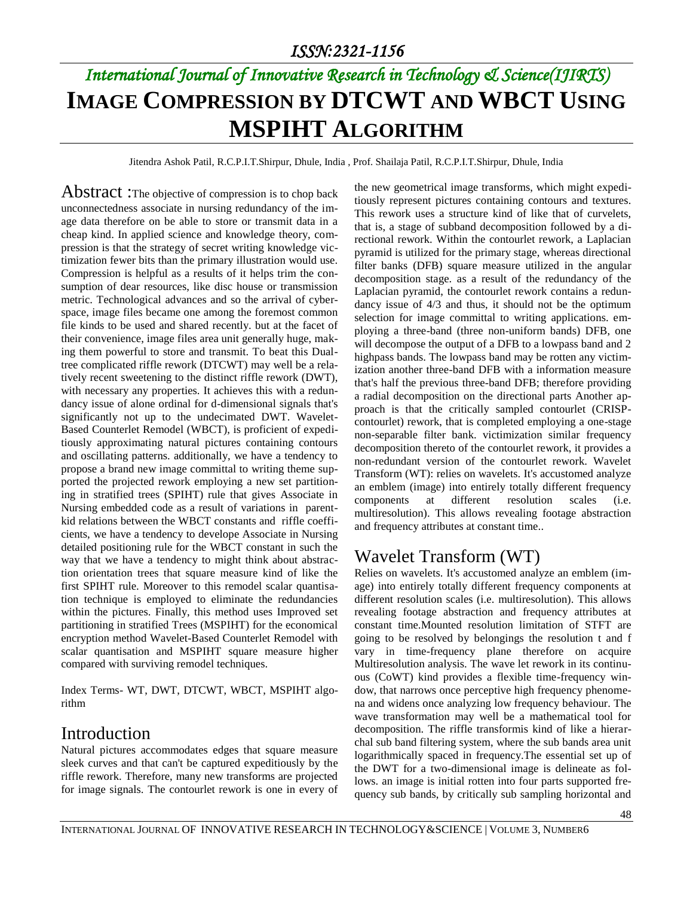# International Journal of Innovative Research in Technology & Science(IJIRTS)

# IMAGE COMPRESSION BY DTCWT AND WBCT USING MSPIHT ALGORITHM

Jitendra Ashok Patil, R.C.P.I.T.Shirpur, Dhule, India , Prof. Shailaja Patil, R.C.P.I.T.Shirpur, Dhule, India

**Abstract :** The objective of compression is to chop back unconnectedness associate in nursing redundancy of the image data therefore on be able to store or transmit data in a cheap kind. In applied science and knowledge theory, compression is that the strategy of secret writing knowledge victimization fewer bits than the primary illustration would use. Compression is helpful as a results of it helps trim the consumption of dear resources, like disc house or transmission metric. Technological advances and so the arrival of cyberspace, image files became one among the foremost common file kinds to be used and shared recently. but at the facet of their convenience, image files area unit generally huge, making them powerful to store and transmit. To beat this Dual-tree complicated riffle rework (DTCWT) may well be a relatively recent sweetening to the distinct riffle rework (DWT), with necessary any properties. It achieves this with a redundancy issue of alone ordinal for d-dimensional signals that's significantly not up to the undecimated DWT. Wavelet-Based Counterlet Remodel (WBCT), is proficient of expeditiously approximating natural pictures containing contours and oscillating patterns. additionally, we have a tendency to propose a brand new image committal to writing theme supported the projected rework employing a new set partitioning in stratified trees (SPIHT) rule that gives Associate in Nursing embedded code as a result of variations in parent-kid relations between the WBCT constants and riffle coefficients, we have a tendency to develope Associate in Nursing detailed positioning rule for the WBCT constant in such the way that we have a tendency to might think about abstraction orientation trees that square measure kind of like the first SPIHT rule. Moreover to this remodel scalar quantisation technique is employed to eliminate the redundancies within the pictures. Finally, this method uses Improved set partitioning in stratified Trees (MSPIHT) for the economical encryption method Wavelet-Based Counterlet Remodel with scalar quantisation and MSPIHT square measure higher compared with surviving remodel techniques.

Index Terms- WT, DWT, DTCWT, WBCT, MSPIHT algorithm

## Introduction

Natural pictures accommodates edges that square measure sleek curves and that can't be captured expeditiously by the riffle rework. Therefore, many new transforms are projected for image signals. The contourlet rework is one in every of the new geometrical image transforms, which might expeditiously represent pictures containing contours and textures. This rework uses a structure kind of like that of curvelets, that is, a stage of subband decomposition followed by a directional rework. Within the contourlet rework, a Laplacian pyramid is utilized for the primary stage, whereas directional filter banks (DFB) square measure utilized in the angular decomposition stage. as a result of the redundancy of the Laplacian pyramid, the contourlet rework contains a redundancy issue of 4/3 and thus, it should not be the optimum selection for image committal to writing applications. employing a three-band (three non-uniform bands) DFB, one will decompose the output of a DFB to a lowpass band and 2 highpass bands. The lowpass band may be rotten any victimization another three-band DFB with a information measure that's half the previous three-band DFB; therefore providing a radial decomposition on the directional parts Another approach is that the critically sampled contourlet (CRISP-contourlet) rework, that is completed employing a one-stage non-separable filter bank. victimization similar frequency decomposition thereto of the contourlet rework, it provides a non-redundant version of the contourlet rework. Wavelet Transform (WT): relies on wavelets. It's accustomed analyze an emblem (image) into entirely totally different frequency components at different resolution scales (i.e. multiresolution). This allows revealing footage abstraction and frequency attributes at constant time..

## Wavelet Transform (WT)

Relies on wavelets. It's accustomed analyze an emblem (image) into entirely totally different frequency components at different resolution scales (i.e. multiresolution). This allows revealing footage abstraction and frequency attributes at constant time.Mounted resolution limitation of STFT are going to be resolved by belongings the resolution t and f vary in time-frequency plane therefore on acquire Multiresolution analysis. The wave let rework in its continuous (CoWT) kind provides a flexible time-frequency window, that narrows once perceptive high frequency phenomena and widens once analyzing low frequency behaviour. The wave transformation may well be a mathematical tool for decomposition. The riffle transformis kind of like a hierarchal sub band filtering system, where the sub bands area unit logarithmically spaced in frequency.The essential set up of the DWT for a two-dimensional image is delineate as follows. an image is initial rotten into four parts supported frequency sub bands, by critically sub sampling horizontal and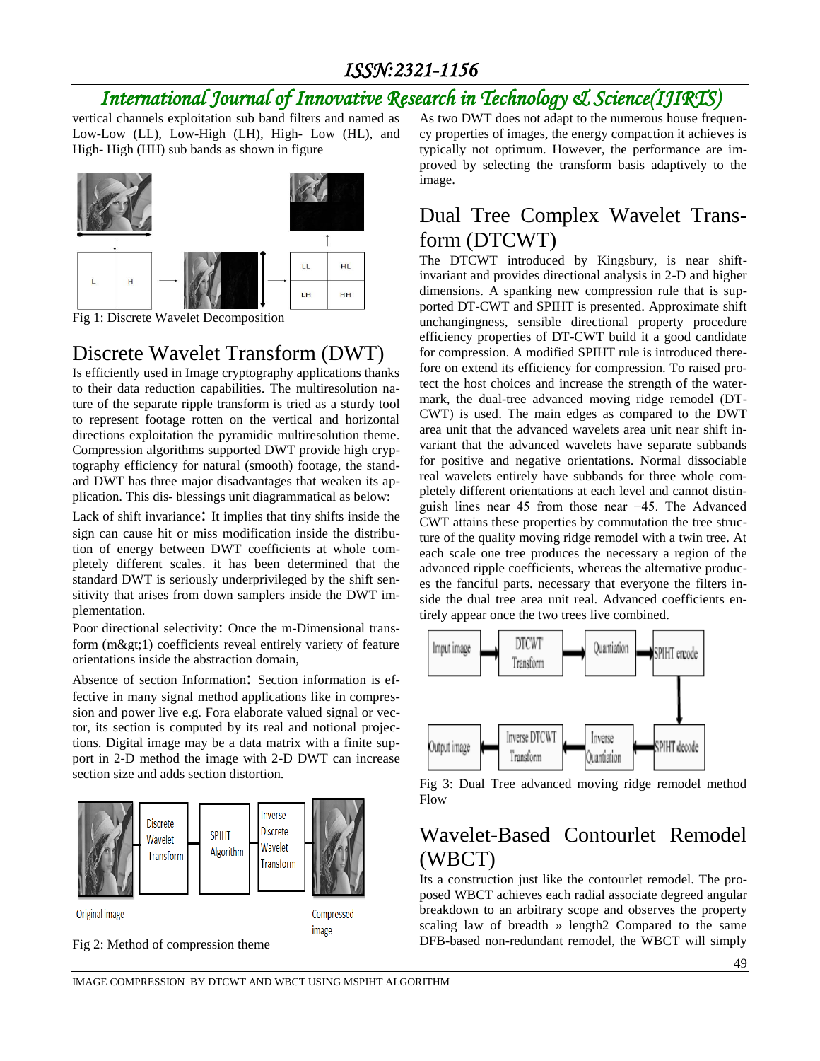vertical channels exploitation sub band filters and named as Low-Low (LL), Low-High (LH), High- Low (HL), and High- High (HH) sub bands as shown in figure

Fig 1: Discrete Wavelet Decomposition

## Discrete Wavelet Transform (DWT)

Is efficiently used in Image cryptography applications thanks to their data reduction capabilities. The multiresolution nature of the separate ripple transform is tried as a sturdy tool to represent footage rotten on the vertical and horizontal directions exploitation the pyramidic multiresolution theme. Compression algorithms supported DWT provide high cryptography efficiency for natural (smooth) footage, the standard DWT has three major disadvantages that weaken its application. This dis- blessings unit diagrammatical as below:

Lack of shift invariance: It implies that tiny shifts inside the sign can cause hit or miss modification inside the distribution of energy between DWT coefficients at whole completely different scales. it has been determined that the standard DWT is seriously underprivileged by the shift sensitivity that arises from down samplers inside the DWT implementation.

Poor directional selectivity: Once the m-Dimensional transform (m&gt;1) coefficients reveal entirely variety of feature orientations inside the abstraction domain,

Absence of section Information: Section information is effective in many signal method applications like in compression and power live e.g. Fora elaborate valued signal or vector, its section is computed by its real and notional projections. Digital image may be a data matrix with a finite support in 2-D method the image with 2-D DWT can increase section size and adds section distortion.

Fig 2: Method of compression theme

As two DWT does not adapt to the numerous house frequency properties of images, the energy compaction it achieves is typically not optimum. However, the performance are improved by selecting the transform basis adaptively to the image.

## Dual Tree Complex Wavelet Transform (DTCWT)

The DTCWT introduced by Kingsbury, is near shift-invariant and provides directional analysis in 2-D and higher dimensions. A spanking new compression rule that is supported DT-CWT and SPIHT is presented. Approximate shift unchangingness, sensible directional property procedure efficiency properties of DT-CWT build it a good candidate for compression. A modified SPIHT rule is introduced therefore on extend its efficiency for compression. To raised protect the host choices and increase the strength of the watermark, the dual-tree advanced moving ridge remodel (DT-CWT) is used. The main edges as compared to the DWT area unit that the advanced wavelets area unit near shift invariant that the advanced wavelets have separate subbands for positive and negative orientations. Normal dissociable real wavelets entirely have subbands for three whole completely different orientations at each level and cannot distinguish lines near 45 from those near −45. The Advanced CWT attains these properties by commutation the tree structure of the quality moving ridge remodel with a twin tree. At each scale one tree produces the necessary a region of the advanced ripple coefficients, whereas the alternative produces the fanciful parts. necessary that everyone the filters inside the dual tree area unit real. Advanced coefficients entirely appear once the two trees live combined.

Fig 3: Dual Tree advanced moving ridge remodel method Flow

## Wavelet-Based Contourlet Remodel (WBCT)

Its a construction just like the contourlet remodel. The proposed WBCT achieves each radial associate degreed angular breakdown to an arbitrary scope and observes the property scaling law of breadth » length2 Compared to the same DFB-based non-redundant remodel, the WBCT will simply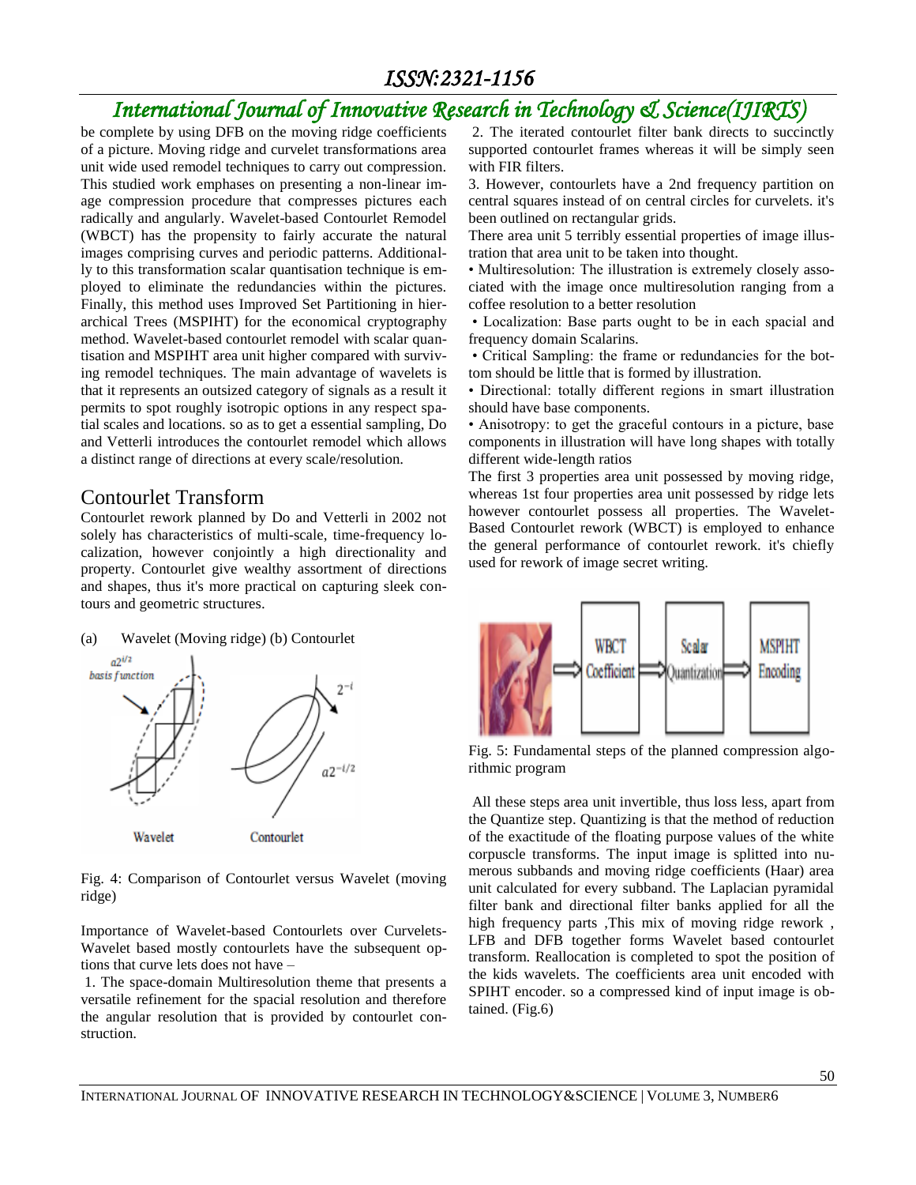be complete by using DFB on the moving ridge coefficients of a picture. Moving ridge and curvelet transformations area unit wide used remodel techniques to carry out compression. This studied work emphases on presenting a non-linear image compression procedure that compresses pictures each radically and angularly. Wavelet-based Contourlet Remodel (WBCT) has the propensity to fairly accurate the natural images comprising curves and periodic patterns. Additionally to this transformation scalar quantisation technique is employed to eliminate the redundancies within the pictures. Finally, this method uses Improved Set Partitioning in hierarchical Trees (MSPIHT) for the economical cryptography method. Wavelet-based contourlet remodel with scalar quantisation and MSPIHT area unit higher compared with surviving remodel techniques. The main advantage of wavelets is that it represents an outsized category of signals as a result it permits to spot roughly isotropic options in any respect spatial scales and locations. so as to get a essential sampling, Do and Vetterli introduces the contourlet remodel which allows a distinct range of directions at every scale/resolution.

## Contourlet Transform

Contourlet rework planned by Do and Vetterli in 2002 not solely has characteristics of multi-scale, time-frequency localization, however conjointly a high directionality and property. Contourlet give wealthy assortment of directions and shapes, thus it's more practical on capturing sleek contours and geometric structures.

(a) Wavelet (Moving ridge) (b) Contourlet

Fig. 4: Comparison of Contourlet versus Wavelet (moving ridge)

Importance of Wavelet-based Contourlets over Curvelets-Wavelet based mostly contourlets have the subsequent options that curve lets does not have –

1. The space-domain Multiresolution theme that presents a versatile refinement for the spacial resolution and therefore the angular resolution that is provided by contourlet construction.

2. The iterated contourlet filter bank directs to succinctly supported contourlet frames whereas it will be simply seen with FIR filters.

3. However, contourlets have a 2nd frequency partition on central squares instead of on central circles for curvelets. it's been outlined on rectangular grids.

There area unit 5 terribly essential properties of image illustration that area unit to be taken into thought.

- Multiresolution: The illustration is extremely closely associated with the image once multiresolution ranging from a coffee resolution to a better resolution
- Localization: Base parts ought to be in each spacial and frequency domain Scalarins.
- Critical Sampling: the frame or redundancies for the bottom should be little that is formed by illustration.
- Directional: totally different regions in smart illustration should have base components.
- Anisotropy: to get the graceful contours in a picture, base components in illustration will have long shapes with totally different wide-length ratios

The first 3 properties area unit possessed by moving ridge, whereas 1st four properties area unit possessed by ridge lets however contourlet possess all properties. The Wavelet-Based Contourlet rework (WBCT) is employed to enhance the general performance of contourlet rework. it's chiefly used for rework of image secret writing.

Fig. 5: Fundamental steps of the planned compression algorithmic program

All these steps area unit invertible, thus loss less, apart from the Quantize step. Quantizing is that the method of reduction of the exactitude of the floating purpose values of the white corpuscle transforms. The input image is splitted into numerous subbands and moving ridge coefficients (Haar) area unit calculated for every subband. The Laplacian pyramidal filter bank and directional filter banks applied for all the high frequency parts ,This mix of moving ridge rework , LFB and DFB together forms Wavelet based contourlet transform. Reallocation is completed to spot the position of the kids wavelets. The coefficients area unit encoded with SPIHT encoder. so a compressed kind of input image is obtained. (Fig.6)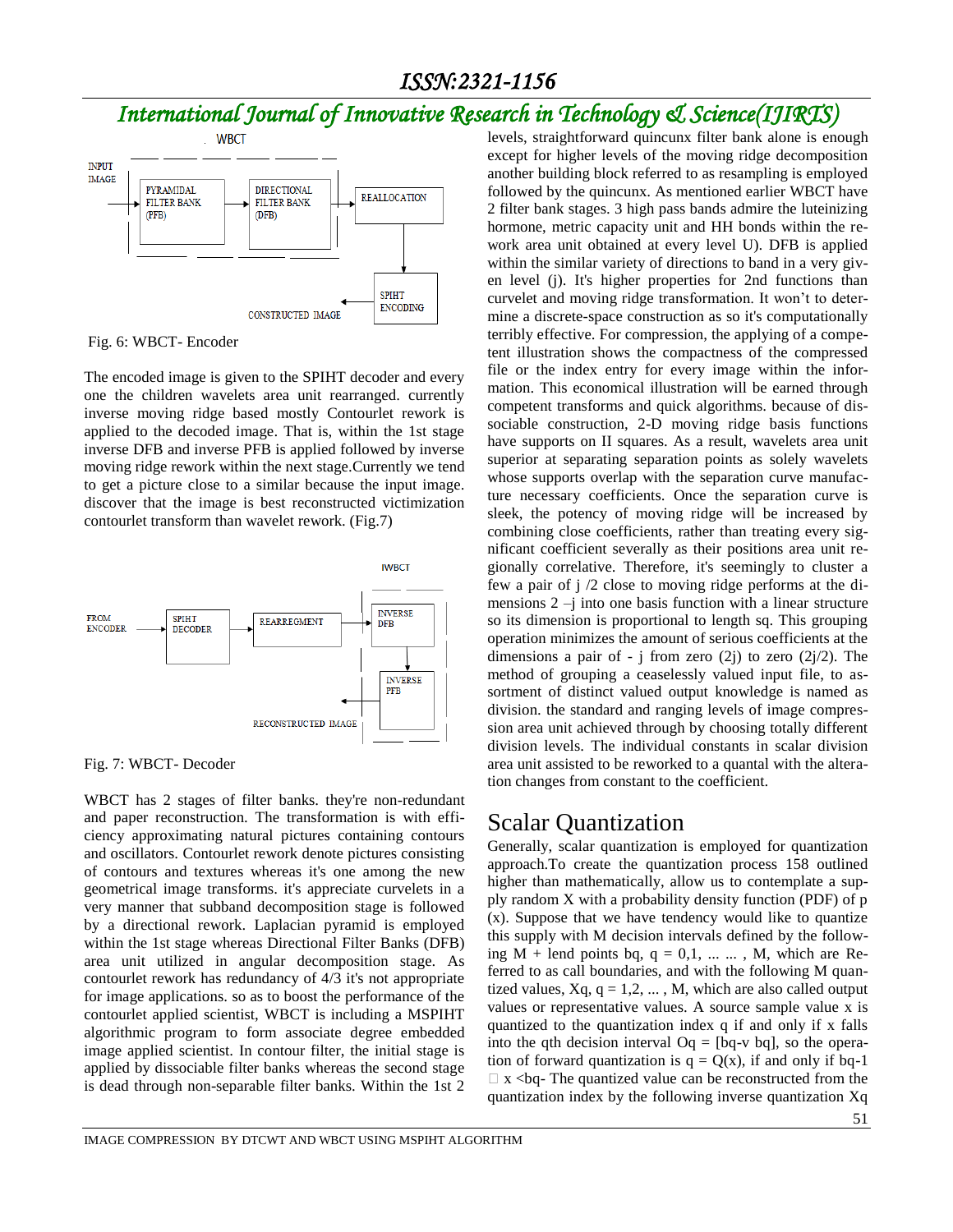Fig. 6: WBCT- Encoder

The encoded image is given to the SPIHT decoder and every one the children wavelets area unit rearranged. currently inverse moving ridge based mostly Contourlet rework is applied to the decoded image. That is, within the 1st stage inverse DFB and inverse PFB is applied followed by inverse moving ridge rework within the next stage.Currently we tend to get a picture close to a similar because the input image. discover that the image is best reconstructed victimization contourlet transform than wavelet rework. (Fig.7)

Fig. 7: WBCT- Decoder

WBCT has 2 stages of filter banks. they're non-redundant and paper reconstruction. The transformation is with efficiency approximating natural pictures containing contours and oscillators. Contourlet rework denote pictures consisting of contours and textures whereas it's one among the new geometrical image transforms. it's appreciate curvelets in a very manner that subband decomposition stage is followed by a directional rework. Laplacian pyramid is employed within the 1st stage whereas Directional Filter Banks (DFB) area unit utilized in angular decomposition stage. As contourlet rework has redundancy of 4/3 it's not appropriate for image applications. so as to boost the performance of the contourlet applied scientist, WBCT is including a MSPIHT algorithmic program to form associate degree embedded image applied scientist. In contour filter, the initial stage is applied by dissociable filter banks whereas the second stage is dead through non-separable filter banks. Within the 1st 2 levels, straightforward quincunx filter bank alone is enough except for higher levels of the moving ridge decomposition another building block referred to as resampling is employed followed by the quincunx. As mentioned earlier WBCT have 2 filter bank stages. 3 high pass bands admire the luteinizing hormone, metric capacity unit and HH bonds within the rework area unit obtained at every level U). DFB is applied within the similar variety of directions to band in a very given level (j). It's higher properties for 2nd functions than curvelet and moving ridge transformation. It won't to determine a discrete-space construction as so it's computationally terribly effective. For compression, the applying of a competent illustration shows the compactness of the compressed file or the index entry for every image within the information. This economical illustration will be earned through competent transforms and quick algorithms. because of dissociable construction, 2-D moving ridge basis functions have supports on II squares. As a result, wavelets area unit superior at separating separation points as solely wavelets whose supports overlap with the separation curve manufacture necessary coefficients. Once the separation curve is sleek, the potency of moving ridge will be increased by combining close coefficients, rather than treating every significant coefficient severally as their positions area unit regionally correlative. Therefore, it's seemingly to cluster a few a pair of j /2 close to moving ridge performs at the dimensions 2 –j into one basis function with a linear structure so its dimension is proportional to length sq. This grouping operation minimizes the amount of serious coefficients at the dimensions a pair of - j from zero (2j) to zero (2j/2). The method of grouping a ceaselessly valued input file, to assortment of distinct valued output knowledge is named as division. the standard and ranging levels of image compression area unit achieved through by choosing totally different division levels. The individual constants in scalar division area unit assisted to be reworked to a quantal with the alteration changes from constant to the coefficient.

## Scalar Quantization

Generally, scalar quantization is employed for quantization approach.To create the quantization process 158 outlined higher than mathematically, allow us to contemplate a supply random X with a probability density function (PDF) of p (x). Suppose that we have tendency would like to quantize this supply with M decision intervals defined by the following M + lend points bq, q = 0,1, ... ... , M, which are Referred to as call boundaries, and with the following M quantized values, Xq, q = 1,2, ... , M, which are also called output values or representative values. A source sample value x is quantized to the quantization index q if and only if x falls into the qth decision interval Oq = [bq-v bq], so the operation of forward quantization is q = Q(x), if and only if bq-1 □ x <bq- The quantized value can be reconstructed from the quantization index by the following inverse quantization Xq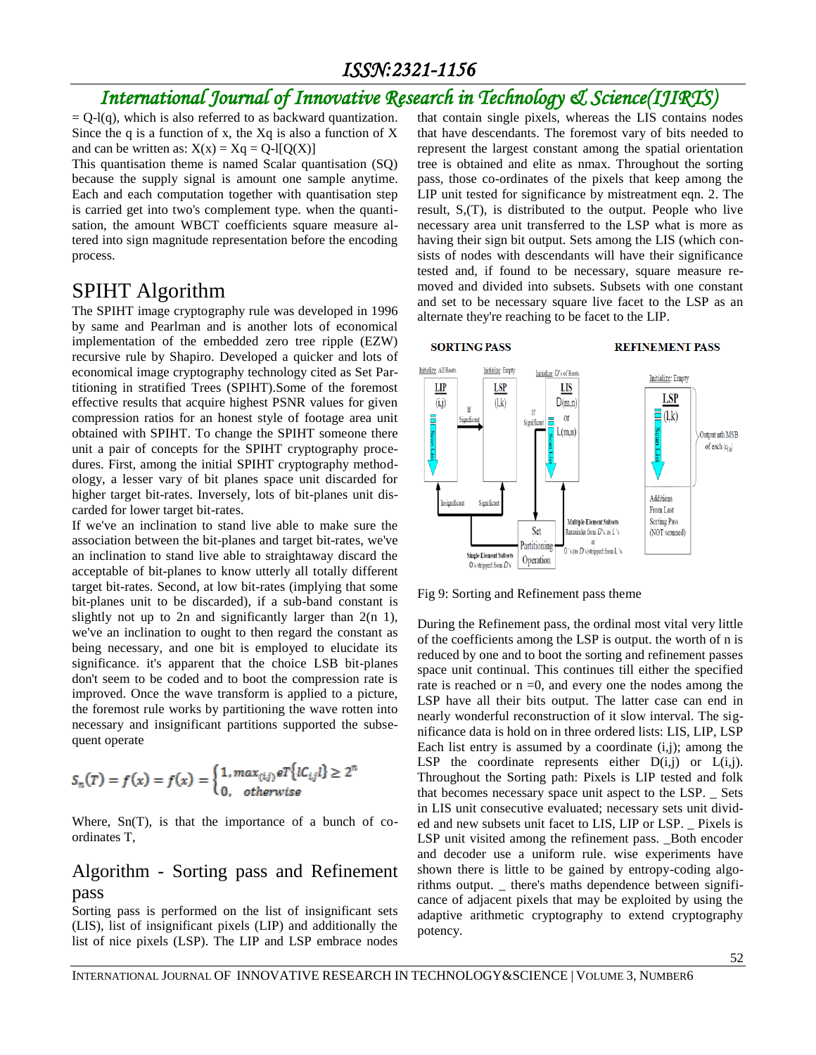= Q-l(q), which is also referred to as backward quantization. Since the q is a function of x, the Xq is also a function of X and can be written as: X(x) = Xq = Q-l[Q(X)]

This quantisation theme is named Scalar quantisation (SQ) because the supply signal is amount one sample anytime. Each and each computation together with quantisation step is carried get into two's complement type. when the quantisation, the amount WBCT coefficients square measure altered into sign magnitude representation before the encoding process.

# SPIHT Algorithm

The SPIHT image cryptography rule was developed in 1996 by same and Pearlman and is another lots of economical implementation of the embedded zero tree ripple (EZW) recursive rule by Shapiro. Developed a quicker and lots of economical image cryptography technology cited as Set Partitioning in stratified Trees (SPIHT).Some of the foremost effective results that acquire highest PSNR values for given compression ratios for an honest style of footage area unit obtained with SPIHT. To change the SPIHT someone there unit a pair of concepts for the SPIHT cryptography procedures. First, among the initial SPIHT cryptography methodology, a lesser vary of bit planes space unit discarded for higher target bit-rates. Inversely, lots of bit-planes unit discarded for lower target bit-rates.

If we've an inclination to stand live able to make sure the association between the bit-planes and target bit-rates, we've an inclination to stand live able to straightaway discard the acceptable of bit-planes to know utterly all totally different target bit-rates. Second, at low bit-rates (implying that some bit-planes unit to be discarded), if a sub-band constant is slightly not up to 2n and significantly larger than 2(n 1), we've an inclination to ought to then regard the constant as being necessary, and one bit is employed to elucidate its significance. it's apparent that the choice LSB bit-planes don't seem to be coded and to boot the compression rate is improved. Once the wave transform is applied to a picture, the foremost rule works by partitioning the wave rotten into necessary and insignificant partitions supported the subsequent operate

$$S_n(T) = f(x) = f(x) = \begin{cases} 1, max_{(i,j)} eT\{lC_{i,j}l\} \geq 2^n \\ 0, \quad otherwise \end{cases}$$

Where, Sn(T), is that the importance of a bunch of co-ordinates T,

## Algorithm - Sorting pass and Refinement pass

Sorting pass is performed on the list of insignificant sets (LIS), list of insignificant pixels (LIP) and additionally the list of nice pixels (LSP). The LIP and LSP embrace nodes that contain single pixels, whereas the LIS contains nodes that have descendants. The foremost vary of bits needed to represent the largest constant among the spatial orientation tree is obtained and elite as nmax. Throughout the sorting pass, those co-ordinates of the pixels that keep among the LIP unit tested for significance by mistreatment eqn. 2. The result, S,(T), is distributed to the output. People who live necessary area unit transferred to the LSP what is more as having their sign bit output. Sets among the LIS (which consists of nodes with descendants will have their significance tested and, if found to be necessary, square measure removed and divided into subsets. Subsets with one constant and set to be necessary square live facet to the LSP as an alternate they're reaching to be facet to the LIP.

Fig 9: Sorting and Refinement pass theme

During the Refinement pass, the ordinal most vital very little of the coefficients among the LSP is output. the worth of n is reduced by one and to boot the sorting and refinement passes space unit continual. This continues till either the specified rate is reached or n =0, and every one the nodes among the LSP have all their bits output. The latter case can end in nearly wonderful reconstruction of it slow interval. The significance data is hold on in three ordered lists: LIS, LIP, LSP Each list entry is assumed by a coordinate (i,j); among the LSP the coordinate represents either D(i,j) or L(i,j). Throughout the Sorting path: Pixels is LIP tested and folk that becomes necessary space unit aspect to the LSP. _ Sets in LIS unit consecutive evaluated; necessary sets unit divided and new subsets unit facet to LIS, LIP or LSP. _ Pixels is LSP unit visited among the refinement pass. _Both encoder and decoder use a uniform rule. wise experiments have shown there is little to be gained by entropy-coding algorithms output. _ there's maths dependence between significance of adjacent pixels that may be exploited by using the adaptive arithmetic cryptography to extend cryptography potency.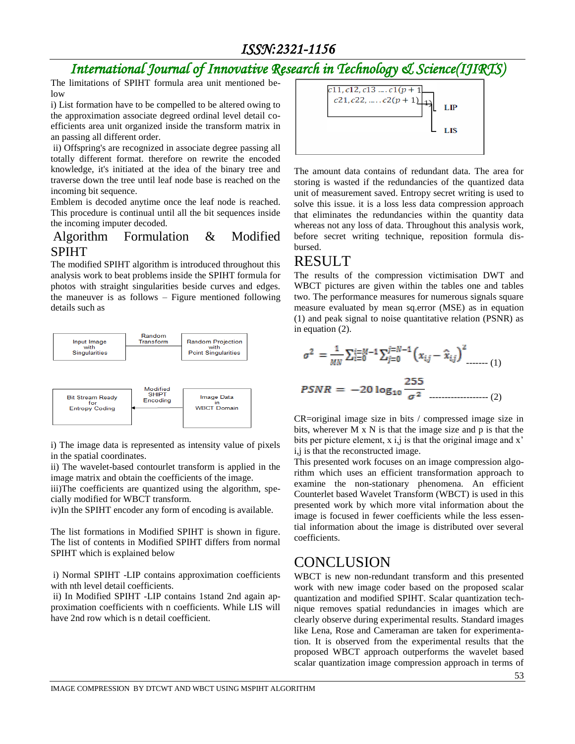The limitations of SPIHT formula area unit mentioned below

i) List formation have to be compelled to be altered owing to the approximation associate degreed ordinal level detail coefficients area unit organized inside the transform matrix in an passing all different order.

ii) Offspring's are recognized in associate degree passing all totally different format. therefore on rewrite the encoded knowledge, it's initiated at the idea of the binary tree and traverse down the tree until leaf node base is reached on the incoming bit sequence.

Emblem is decoded anytime once the leaf node is reached. This procedure is continual until all the bit sequences inside the incoming imputer decoded.

## Algorithm Formulation & Modified SPIHT

The modified SPIHT algorithm is introduced throughout this analysis work to beat problems inside the SPIHT formula for photos with straight singularities beside curves and edges. the maneuver is as follows – Figure mentioned following details such as

Input Image with Singularities → Random Transform → Random Projection with Point Singularities

Image Data in WBCT Domain → Modified SHIPT Encoding → Bit Stream Ready for Entropy Coding

i) The image data is represented as intensity value of pixels in the spatial coordinates.

ii) The wavelet-based contourlet transform is applied in the image matrix and obtain the coefficients of the image.

iii)The coefficients are quantized using the algorithm, specially modified for WBCT transform.

iv)In the SPIHT encoder any form of encoding is available.

The list formations in Modified SPIHT is shown in figure. The list of contents in Modified SPIHT differs from normal SPIHT which is explained below

i) Normal SPIHT -LIP contains approximation coefficients with nth level detail coefficients.

ii) In Modified SPIHT -LIP contains 1stand 2nd again approximation coefficients with n coefficients. While LIS will have 2nd row which is n detail coefficient.

$c11, c12, c13 \ldots . c1(p+1)$
$c21, c22, \ldots . . c2(p+1)$

LIP

LIS

The amount data contains of redundant data. The area for storing is wasted if the redundancies of the quantized data unit of measurement saved. Entropy secret writing is used to solve this issue. it is a loss less data compression approach that eliminates the redundancies within the quantity data whereas not any loss of data. Throughout this analysis work, before secret writing technique, reposition formula disbursed.

## RESULT

The results of the compression victimisation DWT and WBCT pictures are given within the tables one and tables two. The performance measures for numerous signals square measure evaluated by mean sq.error (MSE) as in equation (1) and peak signal to noise quantitative relation (PSNR) as in equation (2).

$$\sigma^2 = \frac{1}{MN}\sum_{i=0}^{i=M-1}\sum_{j=0}^{j=N-1}\left(x_{ij} - \hat{x}_{ij}\right)^2 \text{ ------- (1)}$$

$$PSNR = -20\log_{10}\frac{255}{\sigma^2} \text{ ------------------- (2)}$$

CR=original image size in bits / compressed image size in bits, wherever M x N is that the image size and p is that the bits per picture element, x i,j is that the original image and x' i,j is that the reconstructed image.

This presented work focuses on an image compression algorithm which uses an efficient transformation approach to examine the non-stationary phenomena. An efficient Counterlet based Wavelet Transform (WBCT) is used in this presented work by which more vital information about the image is focused in fewer coefficients while the less essential information about the image is distributed over several coefficients.

## CONCLUSION

WBCT is new non-redundant transform and this presented work with new image coder based on the proposed scalar quantization and modified SPIHT. Scalar quantization technique removes spatial redundancies in images which are clearly observe during experimental results. Standard images like Lena, Rose and Cameraman are taken for experimentation. It is observed from the experimental results that the proposed WBCT approach outperforms the wavelet based scalar quantization image compression approach in terms of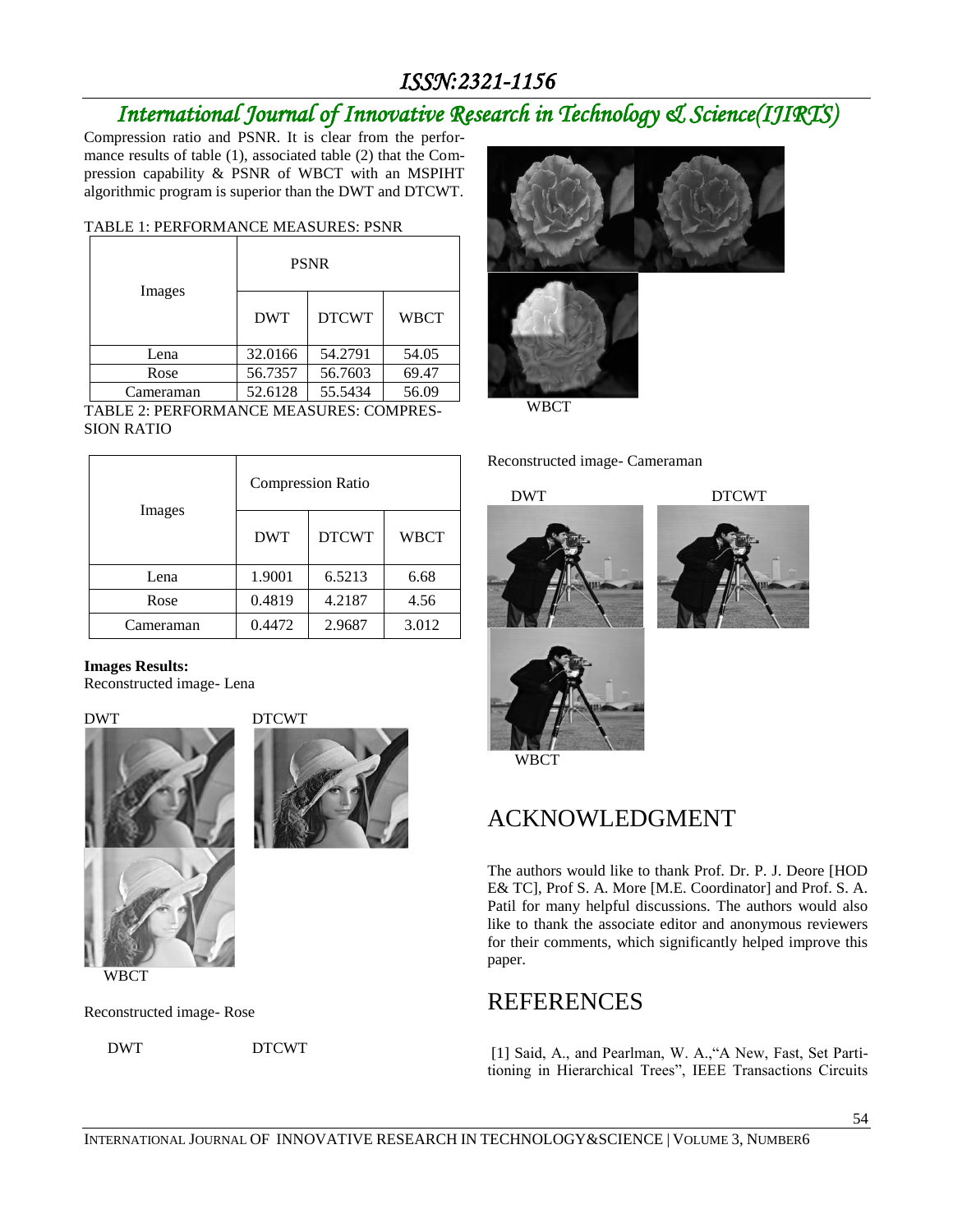Compression ratio and PSNR. It is clear from the performance results of table (1), associated table (2) that the Compression capability & PSNR of WBCT with an MSPIHT algorithmic program is superior than the DWT and DTCWT.

TABLE 1: PERFORMANCE MEASURES: PSNR

| Images | PSNR | | |
|---|---|---|---|
| | DWT | DTCWT | WBCT |
| Lena | 32.0166 | 54.2791 | 54.05 |
| Rose | 56.7357 | 56.7603 | 69.47 |
| Cameraman | 52.6128 | 55.5434 | 56.09 |

TABLE 2: PERFORMANCE MEASURES: COMPRESSION RATIO

| Images | Compression Ratio | | |
|---|---|---|---|
| | DWT | DTCWT | WBCT |
| Lena | 1.9001 | 6.5213 | 6.68 |
| Rose | 0.4819 | 4.2187 | 4.56 |
| Cameraman | 0.4472 | 2.9687 | 3.012 |

**Images Results:**

Reconstructed image- Lena

DWT DTCWT

WBCT

Reconstructed image- Rose

DWT DTCWT

WBCT

Reconstructed image- Cameraman

DWT DTCWT

WBCT

# ACKNOWLEDGMENT

The authors would like to thank Prof. Dr. P. J. Deore [HOD E& TC], Prof S. A. More [M.E. Coordinator] and Prof. S. A. Patil for many helpful discussions. The authors would also like to thank the associate editor and anonymous reviewers for their comments, which significantly helped improve this paper.

# REFERENCES

[1] Said, A., and Pearlman, W. A.,"A New, Fast, Set Partitioning in Hierarchical Trees", IEEE Transactions Circuits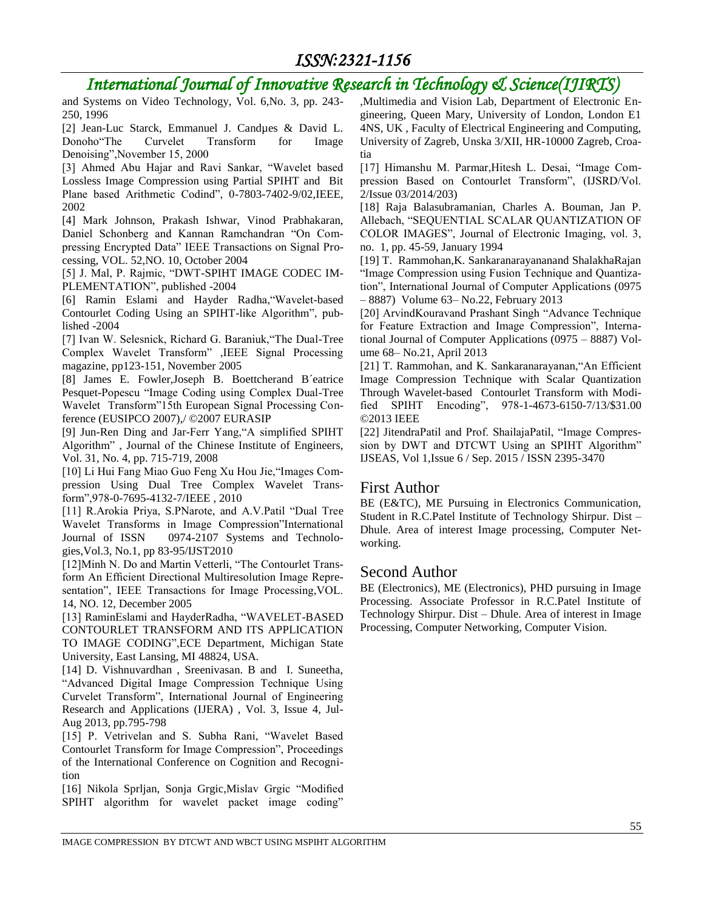and Systems on Video Technology, Vol. 6,No. 3, pp. 243-250, 1996

[2] Jean-Luc Starck, Emmanuel J. Candµes & David L. Donoho"The Curvelet Transform for Image Denoising",November 15, 2000

[3] Ahmed Abu Hajar and Ravi Sankar, "Wavelet based Lossless Image Compression using Partial SPIHT and Bit Plane based Arithmetic Codind", 0-7803-7402-9/02,IEEE, 2002

[4] Mark Johnson, Prakash Ishwar, Vinod Prabhakaran, Daniel Schonberg and Kannan Ramchandran "On Compressing Encrypted Data" IEEE Transactions on Signal Processing, VOL. 52,NO. 10, October 2004

[5] J. Mal, P. Rajmic, "DWT-SPIHT IMAGE CODEC IMPLEMENTATION", published -2004

[6] Ramin Eslami and Hayder Radha,"Wavelet-based Contourlet Coding Using an SPIHT-like Algorithm", published -2004

[7] Ivan W. Selesnick, Richard G. Baraniuk,"The Dual-Tree Complex Wavelet Transform" ,IEEE Signal Processing magazine, pp123-151, November 2005

[8] James E. Fowler,Joseph B. Boettcherand B´eatrice Pesquet-Popescu "Image Coding using Complex Dual-Tree Wavelet Transform"15th European Signal Processing Conference (EUSIPCO 2007),/ ©2007 EURASIP

[9] Jun-Ren Ding and Jar-Ferr Yang,"A simplified SPIHT Algorithm" , Journal of the Chinese Institute of Engineers, Vol. 31, No. 4, pp. 715-719, 2008

[10] Li Hui Fang Miao Guo Feng Xu Hou Jie,"Images Compression Using Dual Tree Complex Wavelet Transform",978-0-7695-4132-7/IEEE , 2010

[11] R.Arokia Priya, S.PNarote, and A.V.Patil "Dual Tree Wavelet Transforms in Image Compression"International Journal of ISSN 0974-2107 Systems and Technologies,Vol.3, No.1, pp 83-95/IJST2010

[12]Minh N. Do and Martin Vetterli, "The Contourlet Transform An Efficient Directional Multiresolution Image Representation", IEEE Transactions for Image Processing,VOL. 14, NO. 12, December 2005

[13] RaminEslami and HayderRadha, "WAVELET-BASED CONTOURLET TRANSFORM AND ITS APPLICATION TO IMAGE CODING",ECE Department, Michigan State University, East Lansing, MI 48824, USA.

[14] D. Vishnuvardhan , Sreenivasan. B and I. Suneetha, "Advanced Digital Image Compression Technique Using Curvelet Transform", International Journal of Engineering Research and Applications (IJERA) , Vol. 3, Issue 4, Jul-Aug 2013, pp.795-798

[15] P. Vetrivelan and S. Subha Rani, "Wavelet Based Contourlet Transform for Image Compression", Proceedings of the International Conference on Cognition and Recognition

[16] Nikola Sprljan, Sonja Grgic,Mislav Grgic "Modified SPIHT algorithm for wavelet packet image coding" ,Multimedia and Vision Lab, Department of Electronic Engineering, Queen Mary, University of London, London E1 4NS, UK , Faculty of Electrical Engineering and Computing, University of Zagreb, Unska 3/XII, HR-10000 Zagreb, Croatia

[17] Himanshu M. Parmar,Hitesh L. Desai, "Image Compression Based on Contourlet Transform", (IJSRD/Vol. 2/Issue 03/2014/203)

[18] Raja Balasubramanian, Charles A. Bouman, Jan P. Allebach, "SEQUENTIAL SCALAR QUANTIZATION OF COLOR IMAGES", Journal of Electronic Imaging, vol. 3, no. 1, pp. 45-59, January 1994

[19] T. Rammohan,K. Sankaranarayananand ShalakhaRajan "Image Compression using Fusion Technique and Quantization", International Journal of Computer Applications (0975 – 8887) Volume 63– No.22, February 2013

[20] ArvindKouravand Prashant Singh "Advance Technique for Feature Extraction and Image Compression", International Journal of Computer Applications (0975 – 8887) Volume 68– No.21, April 2013

[21] T. Rammohan, and K. Sankaranarayanan,"An Efficient Image Compression Technique with Scalar Quantization Through Wavelet-based Contourlet Transform with Modified SPIHT Encoding", 978-1-4673-6150-7/13/$31.00 ©2013 IEEE

[22] JitendraPatil and Prof. ShailajaPatil, "Image Compression by DWT and DTCWT Using an SPIHT Algorithm" IJSEAS, Vol 1,Issue 6 / Sep. 2015 / ISSN 2395-3470

## First Author

BE (E&TC), ME Pursuing in Electronics Communication, Student in R.C.Patel Institute of Technology Shirpur. Dist – Dhule. Area of interest Image processing, Computer Networking.

## Second Author

BE (Electronics), ME (Electronics), PHD pursuing in Image Processing. Associate Professor in R.C.Patel Institute of Technology Shirpur. Dist – Dhule. Area of interest in Image Processing, Computer Networking, Computer Vision.